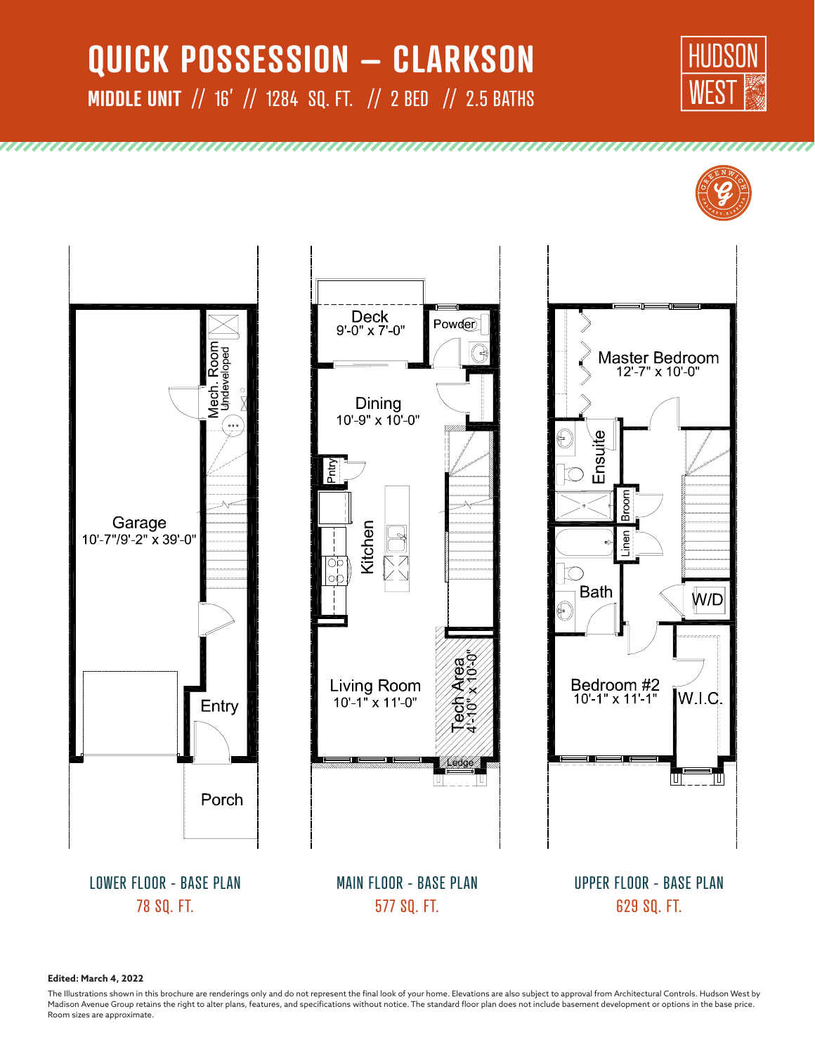# QUICK POSSESSION – CLARKSON

**MIDDLE UNIT** // 16' // 1284 SQ. FT. // 2 BED // 2.5 BATHS

HUDSON WEST

Garage
10'-7"/9'-2" x 39'-0"

Mech. Room
Undeveloped

Entry

Porch

Deck
9'-0" x 7'-0"

Powder

Dining
10'-9" x 10'-0"

Pntry

Kitchen

Living Room
10'-1" x 11'-0"

Tech Area
4'-10" x 10'-0"

Ledge

Master Bedroom
12'-7" x 10'-0"

Ensuite

Broom

Linen

Bath

W/D

Bedroom #2
10'-1" x 11'-1"

W.I.C.

LOWER FLOOR - BASE PLAN
78 SQ. FT.

MAIN FLOOR - BASE PLAN
577 SQ. FT.

UPPER FLOOR - BASE PLAN
629 SQ. FT.

**Edited: March 4, 2022**

The Illustrations shown in this brochure are renderings only and do not represent the final look of your home. Elevations are also subject to approval from Architectural Controls. Hudson West by Madison Avenue Group retains the right to alter plans, features, and specifications without notice. The standard floor plan does not include basement development or options in the base price. Room sizes are approximate.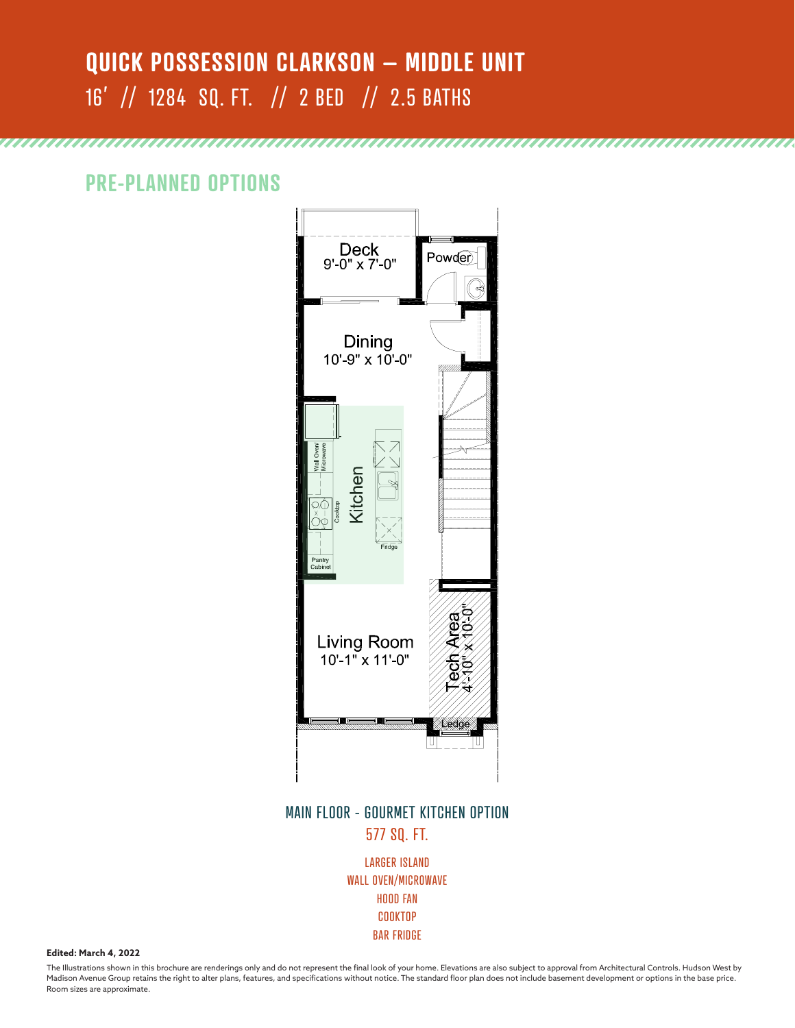# QUICK POSSESSION CLARKSON – MIDDLE UNIT

16' // 1284 SQ. FT. // 2 BED // 2.5 BATHS

## PRE-PLANNED OPTIONS

Deck
9'-0" x 7'-0"

Powder

Dining
10'-9" x 10'-0"

Wall Oven/Microwave

Cooktop

Kitchen

Fridge

Pantry Cabinet

Living Room
10'-1" x 11'-0"

Tech Area
4'-10" x 10'-0"

Ledge

MAIN FLOOR - GOURMET KITCHEN OPTION

577 SQ. FT.

LARGER ISLAND
WALL OVEN/MICROWAVE
HOOD FAN
COOKTOP
BAR FRIDGE

**Edited: March 4, 2022**

The Illustrations shown in this brochure are renderings only and do not represent the final look of your home. Elevations are also subject to approval from Architectural Controls. Hudson West by Madison Avenue Group retains the right to alter plans, features, and specifications without notice. The standard floor plan does not include basement development or options in the base price. Room sizes are approximate.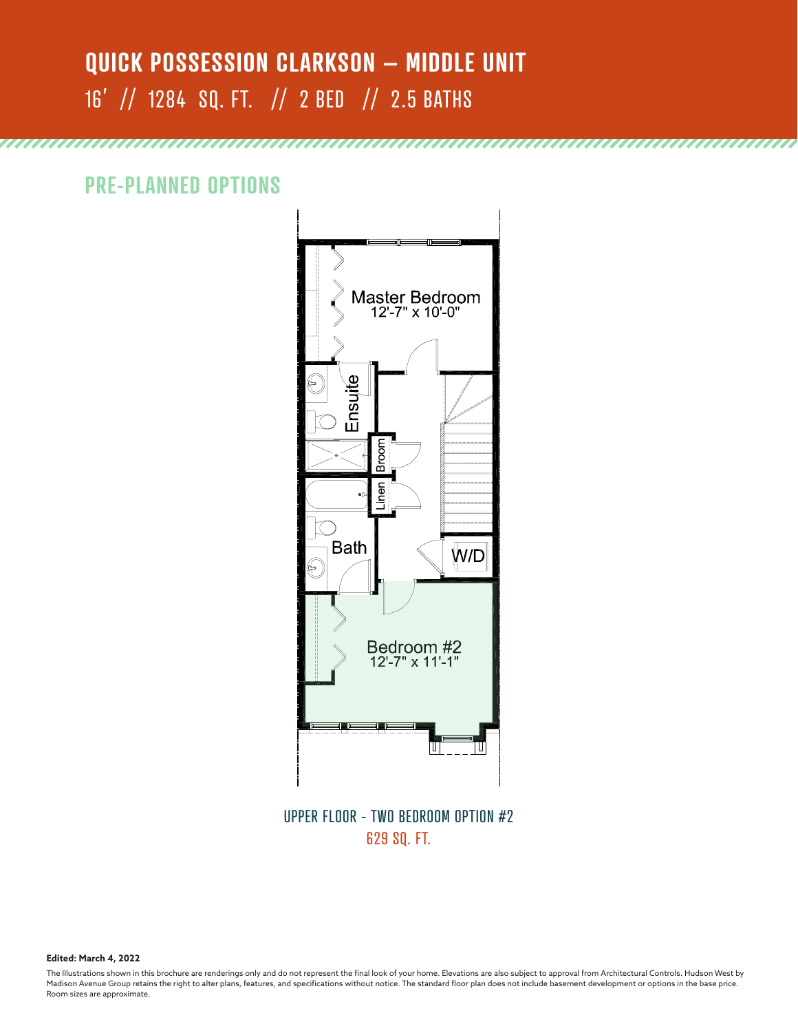# QUICK POSSESSION CLARKSON – MIDDLE UNIT

16′ // 1284 SQ. FT. // 2 BED // 2.5 BATHS

## PRE-PLANNED OPTIONS

Master Bedroom
12'-7" x 10'-0"

Ensuite

Broom

Linen

Bath

W/D

Bedroom #2
12'-7" x 11'-1"

UPPER FLOOR - TWO BEDROOM OPTION #2

629 SQ. FT.

**Edited: March 4, 2022**

The Illustrations shown in this brochure are renderings only and do not represent the final look of your home. Elevations are also subject to approval from Architectural Controls. Hudson West by Madison Avenue Group retains the right to alter plans, features, and specifications without notice. The standard floor plan does not include basement development or options in the base price. Room sizes are approximate.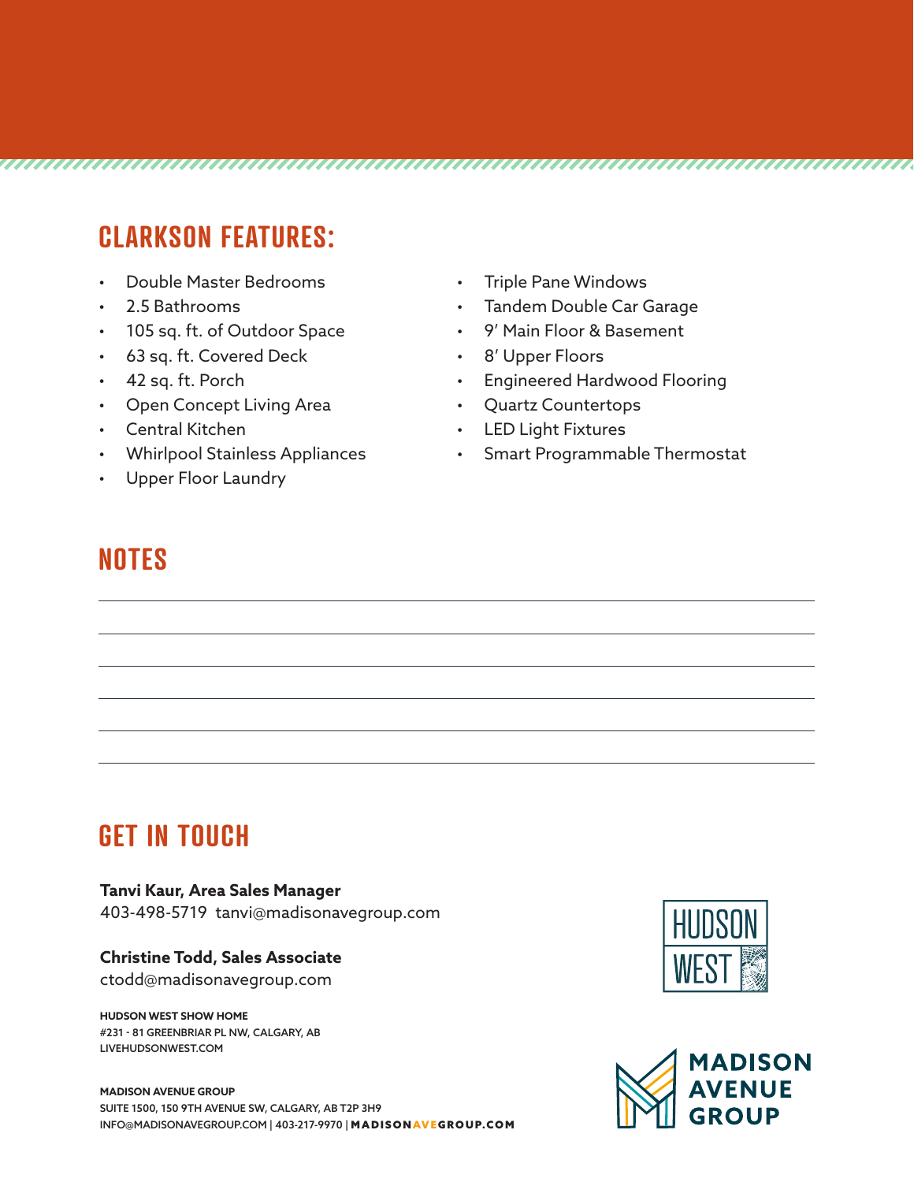## CLARKSON FEATURES:

- Double Master Bedrooms
- 2.5 Bathrooms
- 105 sq. ft. of Outdoor Space
- 63 sq. ft. Covered Deck
- 42 sq. ft. Porch
- Open Concept Living Area
- Central Kitchen
- Whirlpool Stainless Appliances
- Upper Floor Laundry
- Triple Pane Windows
- Tandem Double Car Garage
- 9′ Main Floor & Basement
- 8′ Upper Floors
- Engineered Hardwood Flooring
- Quartz Countertops
- LED Light Fixtures
- Smart Programmable Thermostat

## NOTES

## GET IN TOUCH

**Tanvi Kaur, Area Sales Manager**
403-498-5719 tanvi@madisonavegroup.com

**Christine Todd, Sales Associate**
ctodd@madisonavegroup.com

**HUDSON WEST SHOW HOME**
#231 - 81 GREENBRIAR PL NW, CALGARY, AB
LIVEHUDSONWEST.COM

**MADISON AVENUE GROUP**
SUITE 1500, 150 9TH AVENUE SW, CALGARY, AB T2P 3H9
INFO@MADISONAVEGROUP.COM | 403-217-9970 | **MADISONAVEGROUP.COM**

HUDSON WEST

MADISON AVENUE GROUP